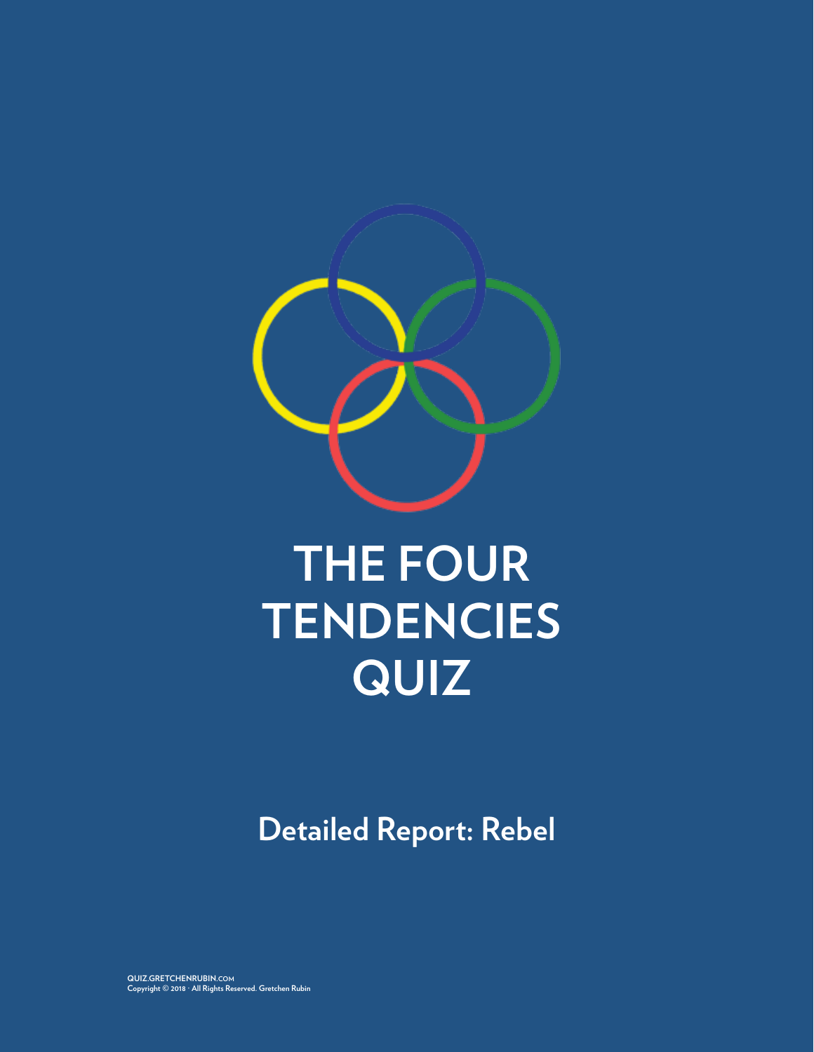# THE FOUR TENDENCIES QUIZ

## Detailed Report: Rebel

QUIZ.GRETCHENRUBIN.COM
Copyright © 2018 · All Rights Reserved. Gretchen Rubin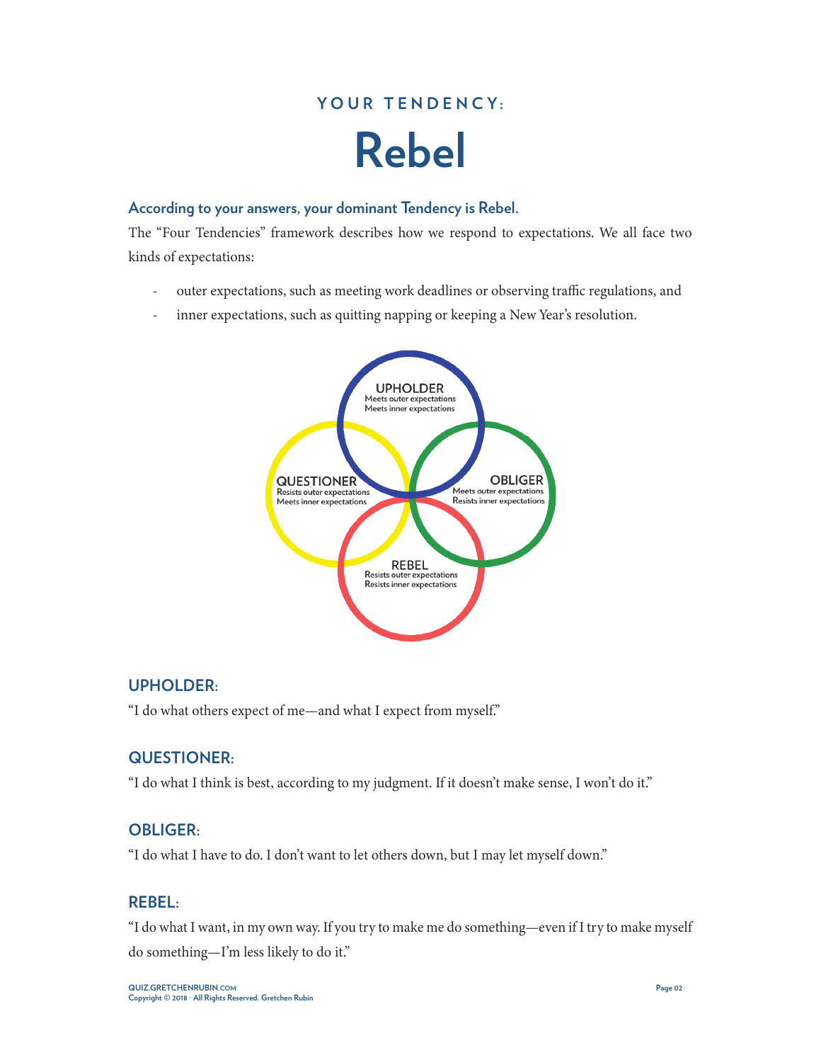## YOUR TENDENCY:

# Rebel

**According to your answers, your dominant Tendency is Rebel.**

The "Four Tendencies" framework describes how we respond to expectations. We all face two kinds of expectations:

- outer expectations, such as meeting work deadlines or observing traffic regulations, and
- inner expectations, such as quitting napping or keeping a New Year's resolution.

UPHOLDER
Meets outer expectations
Meets inner expectations

QUESTIONER
Resists outer expectations
Meets inner expectations

OBLIGER
Meets outer expectations
Resists inner expectations

REBEL
Resists outer expectations
Resists inner expectations

### UPHOLDER:

"I do what others expect of me—and what I expect from myself."

### QUESTIONER:

"I do what I think is best, according to my judgment. If it doesn't make sense, I won't do it."

### OBLIGER:

"I do what I have to do. I don't want to let others down, but I may let myself down."

### REBEL:

"I do what I want, in my own way. If you try to make me do something—even if I try to make myself do something—I'm less likely to do it."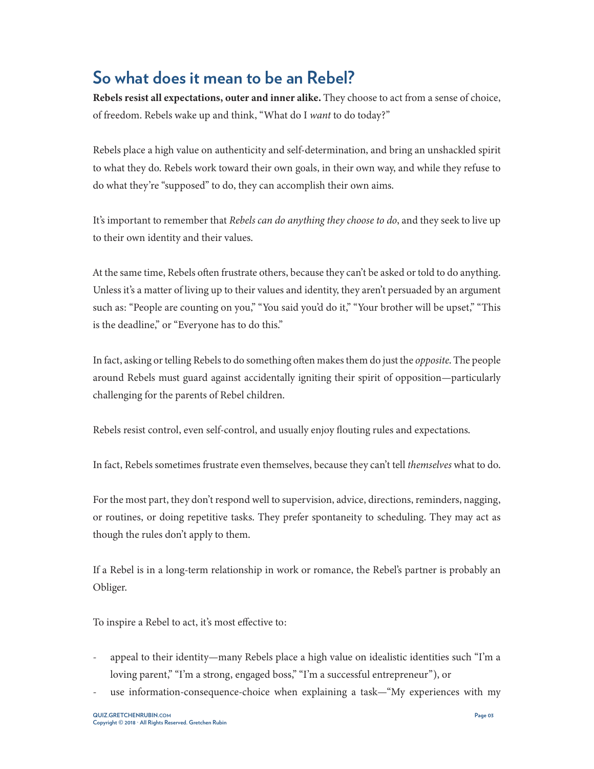## So what does it mean to be an Rebel?

**Rebels resist all expectations, outer and inner alike.** They choose to act from a sense of choice, of freedom. Rebels wake up and think, "What do I *want* to do today?"

Rebels place a high value on authenticity and self-determination, and bring an unshackled spirit to what they do. Rebels work toward their own goals, in their own way, and while they refuse to do what they're "supposed" to do, they can accomplish their own aims.

It's important to remember that *Rebels can do anything they choose to do*, and they seek to live up to their own identity and their values.

At the same time, Rebels often frustrate others, because they can't be asked or told to do anything. Unless it's a matter of living up to their values and identity, they aren't persuaded by an argument such as: "People are counting on you," "You said you'd do it," "Your brother will be upset," "This is the deadline," or "Everyone has to do this."

In fact, asking or telling Rebels to do something often makes them do just the *opposite*. The people around Rebels must guard against accidentally igniting their spirit of opposition—particularly challenging for the parents of Rebel children.

Rebels resist control, even self-control, and usually enjoy flouting rules and expectations.

In fact, Rebels sometimes frustrate even themselves, because they can't tell *themselves* what to do.

For the most part, they don't respond well to supervision, advice, directions, reminders, nagging, or routines, or doing repetitive tasks. They prefer spontaneity to scheduling. They may act as though the rules don't apply to them.

If a Rebel is in a long-term relationship in work or romance, the Rebel's partner is probably an Obliger.

To inspire a Rebel to act, it's most effective to:

- appeal to their identity—many Rebels place a high value on idealistic identities such "I'm a loving parent," "I'm a strong, engaged boss," "I'm a successful entrepreneur"), or
- use information-consequence-choice when explaining a task—"My experiences with my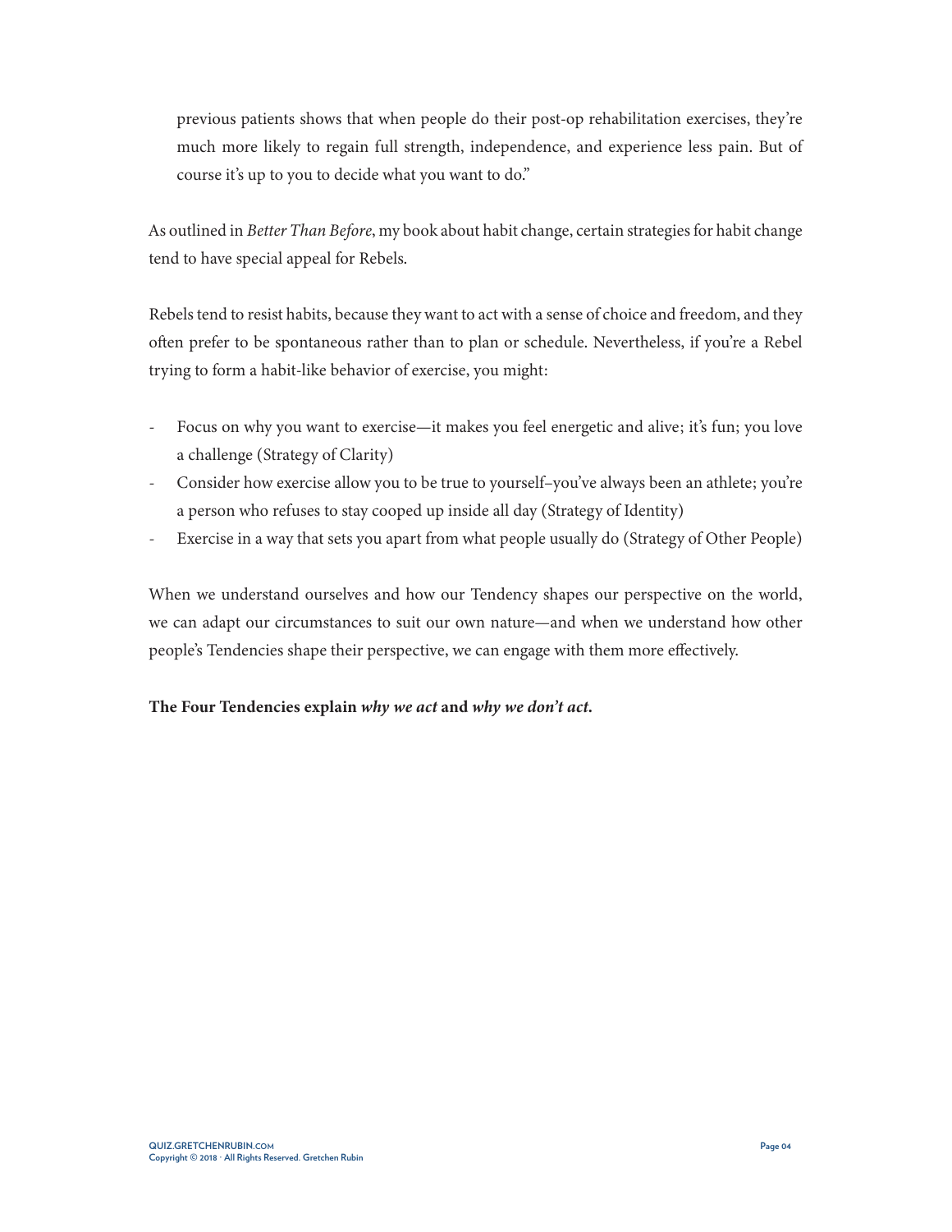previous patients shows that when people do their post-op rehabilitation exercises, they're much more likely to regain full strength, independence, and experience less pain. But of course it's up to you to decide what you want to do."

As outlined in *Better Than Before*, my book about habit change, certain strategies for habit change tend to have special appeal for Rebels.

Rebels tend to resist habits, because they want to act with a sense of choice and freedom, and they often prefer to be spontaneous rather than to plan or schedule. Nevertheless, if you're a Rebel trying to form a habit-like behavior of exercise, you might:

- Focus on why you want to exercise—it makes you feel energetic and alive; it's fun; you love a challenge (Strategy of Clarity)
- Consider how exercise allow you to be true to yourself–you've always been an athlete; you're a person who refuses to stay cooped up inside all day (Strategy of Identity)
- Exercise in a way that sets you apart from what people usually do (Strategy of Other People)

When we understand ourselves and how our Tendency shapes our perspective on the world, we can adapt our circumstances to suit our own nature—and when we understand how other people's Tendencies shape their perspective, we can engage with them more effectively.

**The Four Tendencies explain *why we act* and *why we don't act*.**